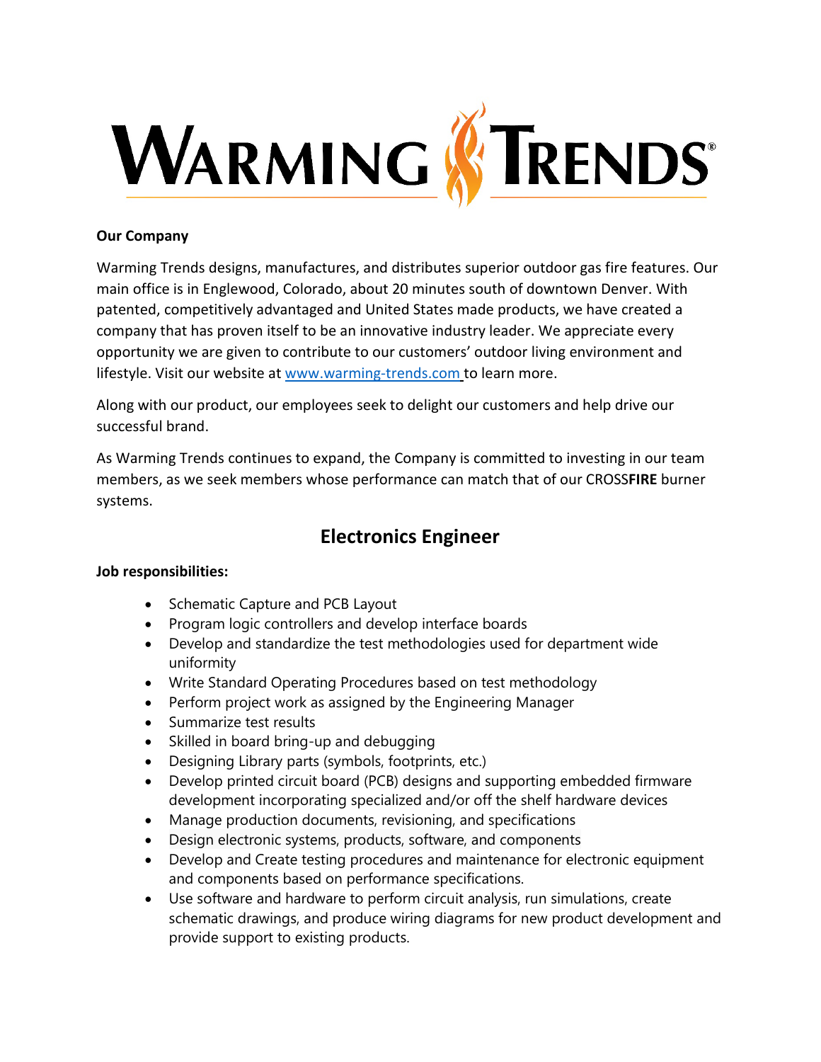# WARMING TRENDS®

**Our Company**

Warming Trends designs, manufactures, and distributes superior outdoor gas fire features. Our main office is in Englewood, Colorado, about 20 minutes south of downtown Denver. With patented, competitively advantaged and United States made products, we have created a company that has proven itself to be an innovative industry leader. We appreciate every opportunity we are given to contribute to our customers' outdoor living environment and lifestyle. Visit our website at www.warming-trends.com to learn more.

Along with our product, our employees seek to delight our customers and help drive our successful brand.

As Warming Trends continues to expand, the Company is committed to investing in our team members, as we seek members whose performance can match that of our CROSS**FIRE** burner systems.

## Electronics Engineer

**Job responsibilities:**

- Schematic Capture and PCB Layout
- Program logic controllers and develop interface boards
- Develop and standardize the test methodologies used for department wide uniformity
- Write Standard Operating Procedures based on test methodology
- Perform project work as assigned by the Engineering Manager
- Summarize test results
- Skilled in board bring-up and debugging
- Designing Library parts (symbols, footprints, etc.)
- Develop printed circuit board (PCB) designs and supporting embedded firmware development incorporating specialized and/or off the shelf hardware devices
- Manage production documents, revisioning, and specifications
- Design electronic systems, products, software, and components
- Develop and Create testing procedures and maintenance for electronic equipment and components based on performance specifications.
- Use software and hardware to perform circuit analysis, run simulations, create schematic drawings, and produce wiring diagrams for new product development and provide support to existing products.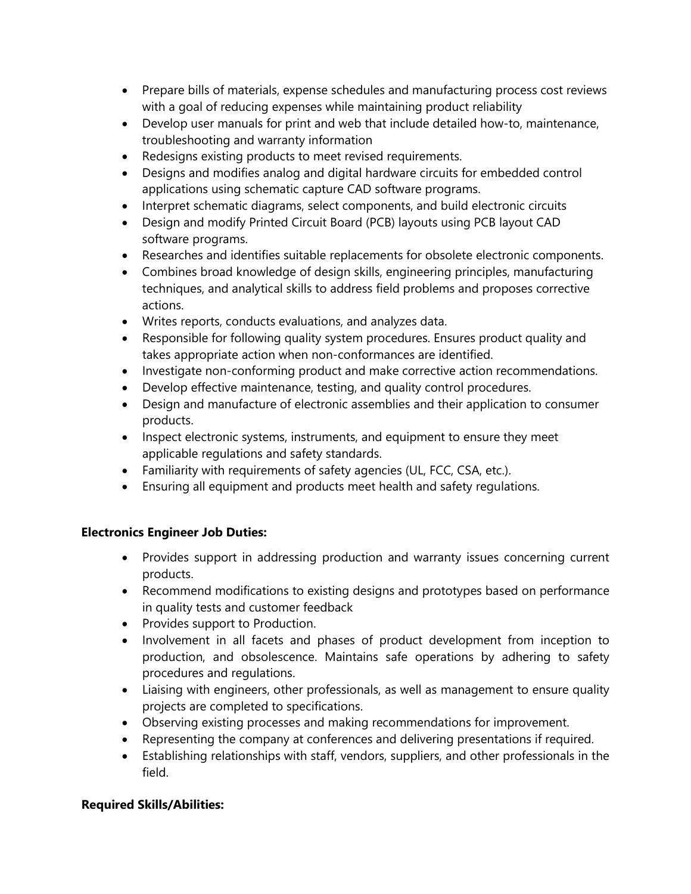- Prepare bills of materials, expense schedules and manufacturing process cost reviews with a goal of reducing expenses while maintaining product reliability
- Develop user manuals for print and web that include detailed how-to, maintenance, troubleshooting and warranty information
- Redesigns existing products to meet revised requirements.
- Designs and modifies analog and digital hardware circuits for embedded control applications using schematic capture CAD software programs.
- Interpret schematic diagrams, select components, and build electronic circuits
- Design and modify Printed Circuit Board (PCB) layouts using PCB layout CAD software programs.
- Researches and identifies suitable replacements for obsolete electronic components.
- Combines broad knowledge of design skills, engineering principles, manufacturing techniques, and analytical skills to address field problems and proposes corrective actions.
- Writes reports, conducts evaluations, and analyzes data.
- Responsible for following quality system procedures. Ensures product quality and takes appropriate action when non-conformances are identified.
- Investigate non-conforming product and make corrective action recommendations.
- Develop effective maintenance, testing, and quality control procedures.
- Design and manufacture of electronic assemblies and their application to consumer products.
- Inspect electronic systems, instruments, and equipment to ensure they meet applicable regulations and safety standards.
- Familiarity with requirements of safety agencies (UL, FCC, CSA, etc.).
- Ensuring all equipment and products meet health and safety regulations.

**Electronics Engineer Job Duties:**

- Provides support in addressing production and warranty issues concerning current products.
- Recommend modifications to existing designs and prototypes based on performance in quality tests and customer feedback
- Provides support to Production.
- Involvement in all facets and phases of product development from inception to production, and obsolescence. Maintains safe operations by adhering to safety procedures and regulations.
- Liaising with engineers, other professionals, as well as management to ensure quality projects are completed to specifications.
- Observing existing processes and making recommendations for improvement.
- Representing the company at conferences and delivering presentations if required.
- Establishing relationships with staff, vendors, suppliers, and other professionals in the field.

**Required Skills/Abilities:**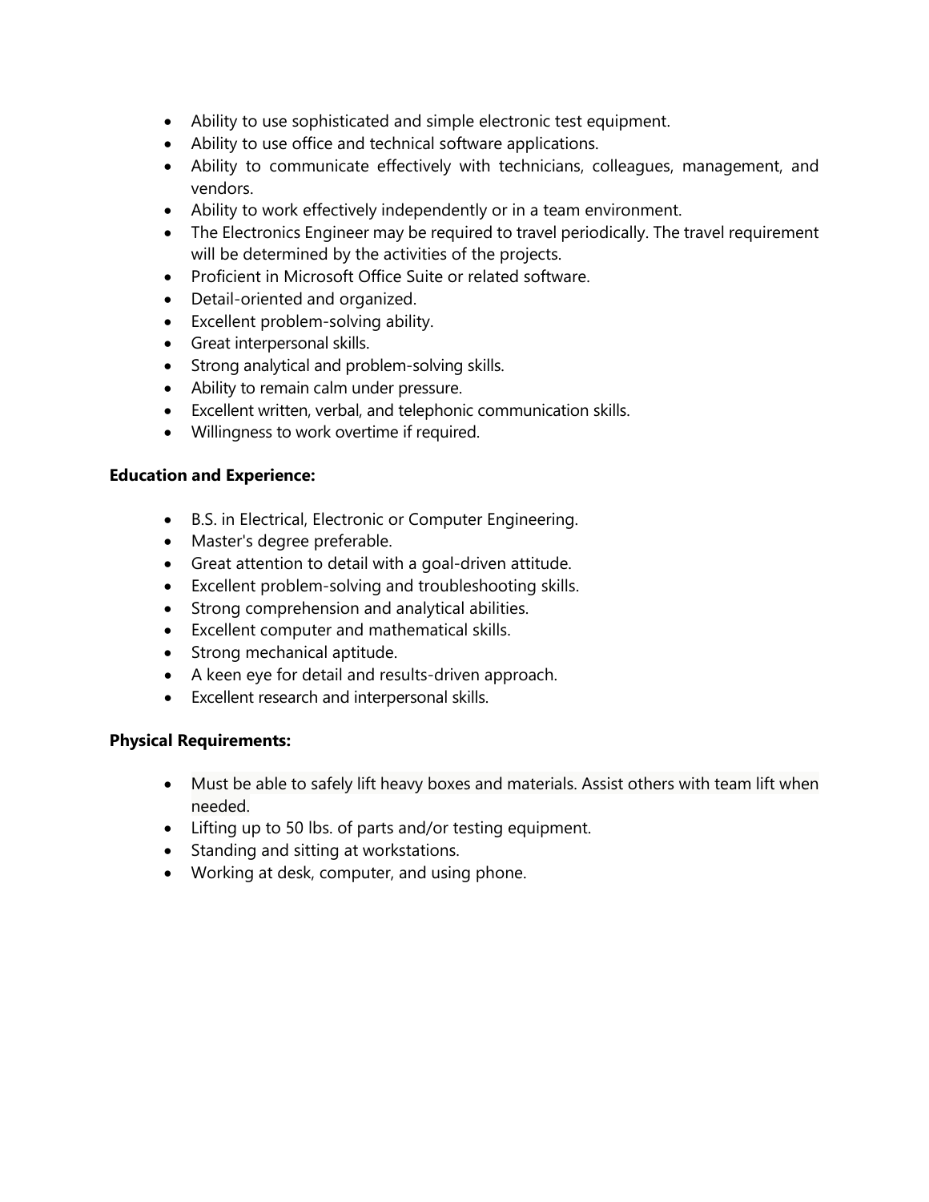- Ability to use sophisticated and simple electronic test equipment.
- Ability to use office and technical software applications.
- Ability to communicate effectively with technicians, colleagues, management, and vendors.
- Ability to work effectively independently or in a team environment.
- The Electronics Engineer may be required to travel periodically. The travel requirement will be determined by the activities of the projects.
- Proficient in Microsoft Office Suite or related software.
- Detail-oriented and organized.
- Excellent problem-solving ability.
- Great interpersonal skills.
- Strong analytical and problem-solving skills.
- Ability to remain calm under pressure.
- Excellent written, verbal, and telephonic communication skills.
- Willingness to work overtime if required.

**Education and Experience:**

- B.S. in Electrical, Electronic or Computer Engineering.
- Master's degree preferable.
- Great attention to detail with a goal-driven attitude.
- Excellent problem-solving and troubleshooting skills.
- Strong comprehension and analytical abilities.
- Excellent computer and mathematical skills.
- Strong mechanical aptitude.
- A keen eye for detail and results-driven approach.
- Excellent research and interpersonal skills.

**Physical Requirements:**

- Must be able to safely lift heavy boxes and materials. Assist others with team lift when needed.
- Lifting up to 50 lbs. of parts and/or testing equipment.
- Standing and sitting at workstations.
- Working at desk, computer, and using phone.